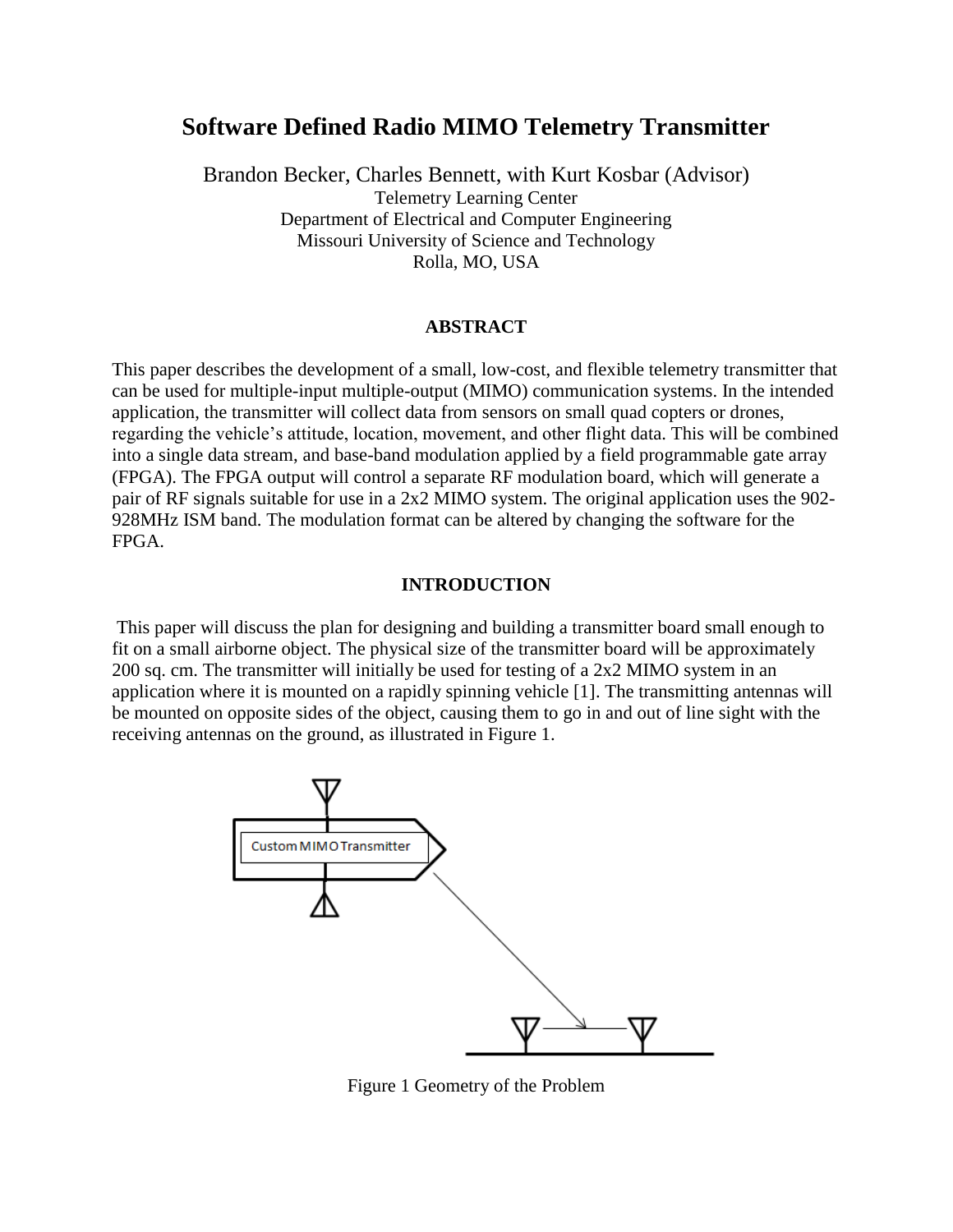# Software Defined Radio MIMO Telemetry Transmitter

Brandon Becker, Charles Bennett, with Kurt Kosbar (Advisor)
Telemetry Learning Center
Department of Electrical and Computer Engineering
Missouri University of Science and Technology
Rolla, MO, USA

## ABSTRACT

This paper describes the development of a small, low-cost, and flexible telemetry transmitter that can be used for multiple-input multiple-output (MIMO) communication systems. In the intended application, the transmitter will collect data from sensors on small quad copters or drones, regarding the vehicle's attitude, location, movement, and other flight data. This will be combined into a single data stream, and base-band modulation applied by a field programmable gate array (FPGA). The FPGA output will control a separate RF modulation board, which will generate a pair of RF signals suitable for use in a 2x2 MIMO system. The original application uses the 902-928MHz ISM band. The modulation format can be altered by changing the software for the FPGA.

## INTRODUCTION

This paper will discuss the plan for designing and building a transmitter board small enough to fit on a small airborne object. The physical size of the transmitter board will be approximately 200 sq. cm. The transmitter will initially be used for testing of a 2x2 MIMO system in an application where it is mounted on a rapidly spinning vehicle [1]. The transmitting antennas will be mounted on opposite sides of the object, causing them to go in and out of line sight with the receiving antennas on the ground, as illustrated in Figure 1.

Figure 1 Geometry of the Problem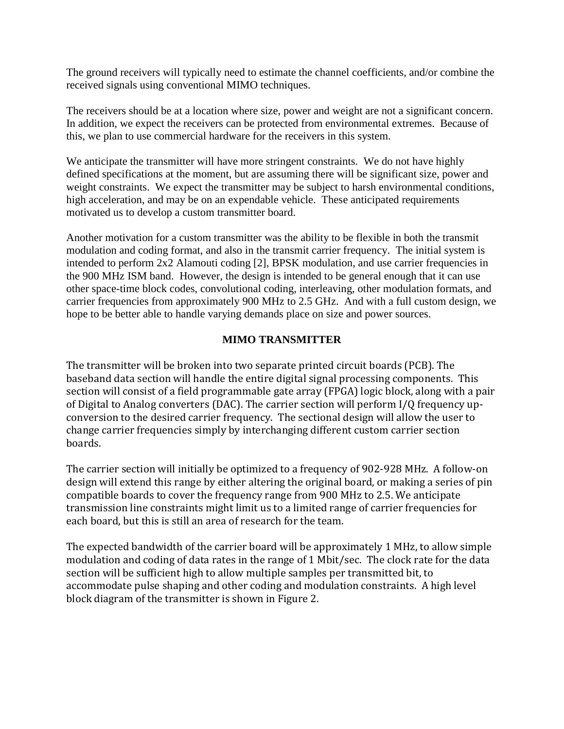The ground receivers will typically need to estimate the channel coefficients, and/or combine the received signals using conventional MIMO techniques.

The receivers should be at a location where size, power and weight are not a significant concern. In addition, we expect the receivers can be protected from environmental extremes. Because of this, we plan to use commercial hardware for the receivers in this system.

We anticipate the transmitter will have more stringent constraints. We do not have highly defined specifications at the moment, but are assuming there will be significant size, power and weight constraints. We expect the transmitter may be subject to harsh environmental conditions, high acceleration, and may be on an expendable vehicle. These anticipated requirements motivated us to develop a custom transmitter board.

Another motivation for a custom transmitter was the ability to be flexible in both the transmit modulation and coding format, and also in the transmit carrier frequency. The initial system is intended to perform 2x2 Alamouti coding [2], BPSK modulation, and use carrier frequencies in the 900 MHz ISM band. However, the design is intended to be general enough that it can use other space-time block codes, convolutional coding, interleaving, other modulation formats, and carrier frequencies from approximately 900 MHz to 2.5 GHz. And with a full custom design, we hope to be better able to handle varying demands place on size and power sources.

## MIMO TRANSMITTER

The transmitter will be broken into two separate printed circuit boards (PCB). The baseband data section will handle the entire digital signal processing components. This section will consist of a field programmable gate array (FPGA) logic block, along with a pair of Digital to Analog converters (DAC). The carrier section will perform I/Q frequency up-conversion to the desired carrier frequency. The sectional design will allow the user to change carrier frequencies simply by interchanging different custom carrier section boards.

The carrier section will initially be optimized to a frequency of 902-928 MHz. A follow-on design will extend this range by either altering the original board, or making a series of pin compatible boards to cover the frequency range from 900 MHz to 2.5. We anticipate transmission line constraints might limit us to a limited range of carrier frequencies for each board, but this is still an area of research for the team.

The expected bandwidth of the carrier board will be approximately 1 MHz, to allow simple modulation and coding of data rates in the range of 1 Mbit/sec. The clock rate for the data section will be sufficient high to allow multiple samples per transmitted bit, to accommodate pulse shaping and other coding and modulation constraints. A high level block diagram of the transmitter is shown in Figure 2.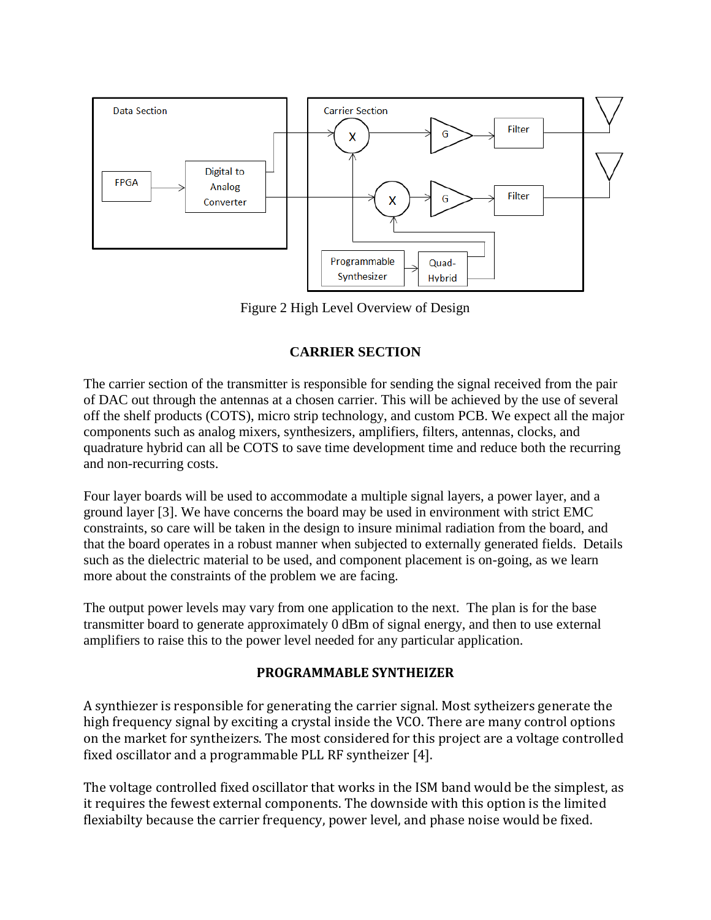Figure 2 High Level Overview of Design

## CARRIER SECTION

The carrier section of the transmitter is responsible for sending the signal received from the pair of DAC out through the antennas at a chosen carrier. This will be achieved by the use of several off the shelf products (COTS), micro strip technology, and custom PCB. We expect all the major components such as analog mixers, synthesizers, amplifiers, filters, antennas, clocks, and quadrature hybrid can all be COTS to save time development time and reduce both the recurring and non-recurring costs.

Four layer boards will be used to accommodate a multiple signal layers, a power layer, and a ground layer [3]. We have concerns the board may be used in environment with strict EMC constraints, so care will be taken in the design to insure minimal radiation from the board, and that the board operates in a robust manner when subjected to externally generated fields. Details such as the dielectric material to be used, and component placement is on-going, as we learn more about the constraints of the problem we are facing.

The output power levels may vary from one application to the next. The plan is for the base transmitter board to generate approximately 0 dBm of signal energy, and then to use external amplifiers to raise this to the power level needed for any particular application.

## PROGRAMMABLE SYNTHEIZER

A synthiezer is responsible for generating the carrier signal. Most sytheizers generate the high frequency signal by exciting a crystal inside the VCO. There are many control options on the market for syntheizers. The most considered for this project are a voltage controlled fixed oscillator and a programmable PLL RF syntheizer [4].

The voltage controlled fixed oscillator that works in the ISM band would be the simplest, as it requires the fewest external components. The downside with this option is the limited flexiabilty because the carrier frequency, power level, and phase noise would be fixed.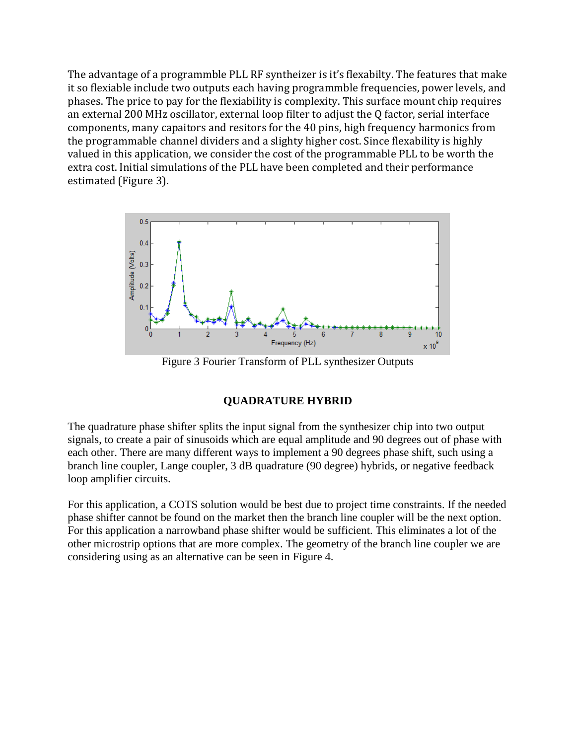The advantage of a programmble PLL RF syntheizer is it's flexabilty. The features that make it so flexiable include two outputs each having programmble frequencies, power levels, and phases. The price to pay for the flexiability is complexity. This surface mount chip requires an external 200 MHz oscillator, external loop filter to adjust the Q factor, serial interface components, many capaitors and resitors for the 40 pins, high frequency harmonics from the programmable channel dividers and a slighty higher cost. Since flexability is highly valued in this application, we consider the cost of the programmable PLL to be worth the extra cost. Initial simulations of the PLL have been completed and their performance estimated (Figure 3).

Figure 3 Fourier Transform of PLL synthesizer Outputs

## QUADRATURE HYBRID

The quadrature phase shifter splits the input signal from the synthesizer chip into two output signals, to create a pair of sinusoids which are equal amplitude and 90 degrees out of phase with each other. There are many different ways to implement a 90 degrees phase shift, such using a branch line coupler, Lange coupler, 3 dB quadrature (90 degree) hybrids, or negative feedback loop amplifier circuits.

For this application, a COTS solution would be best due to project time constraints. If the needed phase shifter cannot be found on the market then the branch line coupler will be the next option. For this application a narrowband phase shifter would be sufficient. This eliminates a lot of the other microstrip options that are more complex. The geometry of the branch line coupler we are considering using as an alternative can be seen in Figure 4.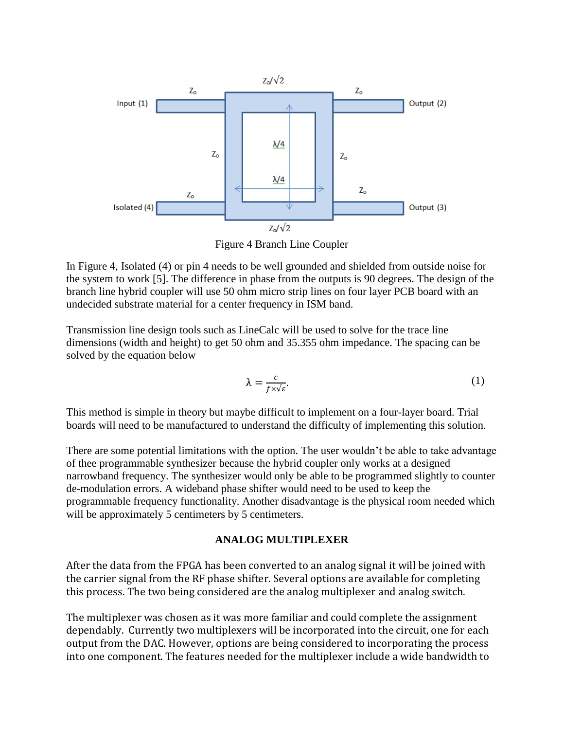Figure 4 Branch Line Coupler

In Figure 4, Isolated (4) or pin 4 needs to be well grounded and shielded from outside noise for the system to work [5]. The difference in phase from the outputs is 90 degrees. The design of the branch line hybrid coupler will use 50 ohm micro strip lines on four layer PCB board with an undecided substrate material for a center frequency in ISM band.

Transmission line design tools such as LineCalc will be used to solve for the trace line dimensions (width and height) to get 50 ohm and 35.355 ohm impedance. The spacing can be solved by the equation below

$$\lambda = \frac{c}{f \times \sqrt{\varepsilon}}. \quad (1)$$

This method is simple in theory but maybe difficult to implement on a four-layer board. Trial boards will need to be manufactured to understand the difficulty of implementing this solution.

There are some potential limitations with the option. The user wouldn't be able to take advantage of thee programmable synthesizer because the hybrid coupler only works at a designed narrowband frequency. The synthesizer would only be able to be programmed slightly to counter de-modulation errors. A wideband phase shifter would need to be used to keep the programmable frequency functionality. Another disadvantage is the physical room needed which will be approximately 5 centimeters by 5 centimeters.

## ANALOG MULTIPLEXER

After the data from the FPGA has been converted to an analog signal it will be joined with the carrier signal from the RF phase shifter. Several options are available for completing this process. The two being considered are the analog multiplexer and analog switch.

The multiplexer was chosen as it was more familiar and could complete the assignment dependably. Currently two multiplexers will be incorporated into the circuit, one for each output from the DAC. However, options are being considered to incorporating the process into one component. The features needed for the multiplexer include a wide bandwidth to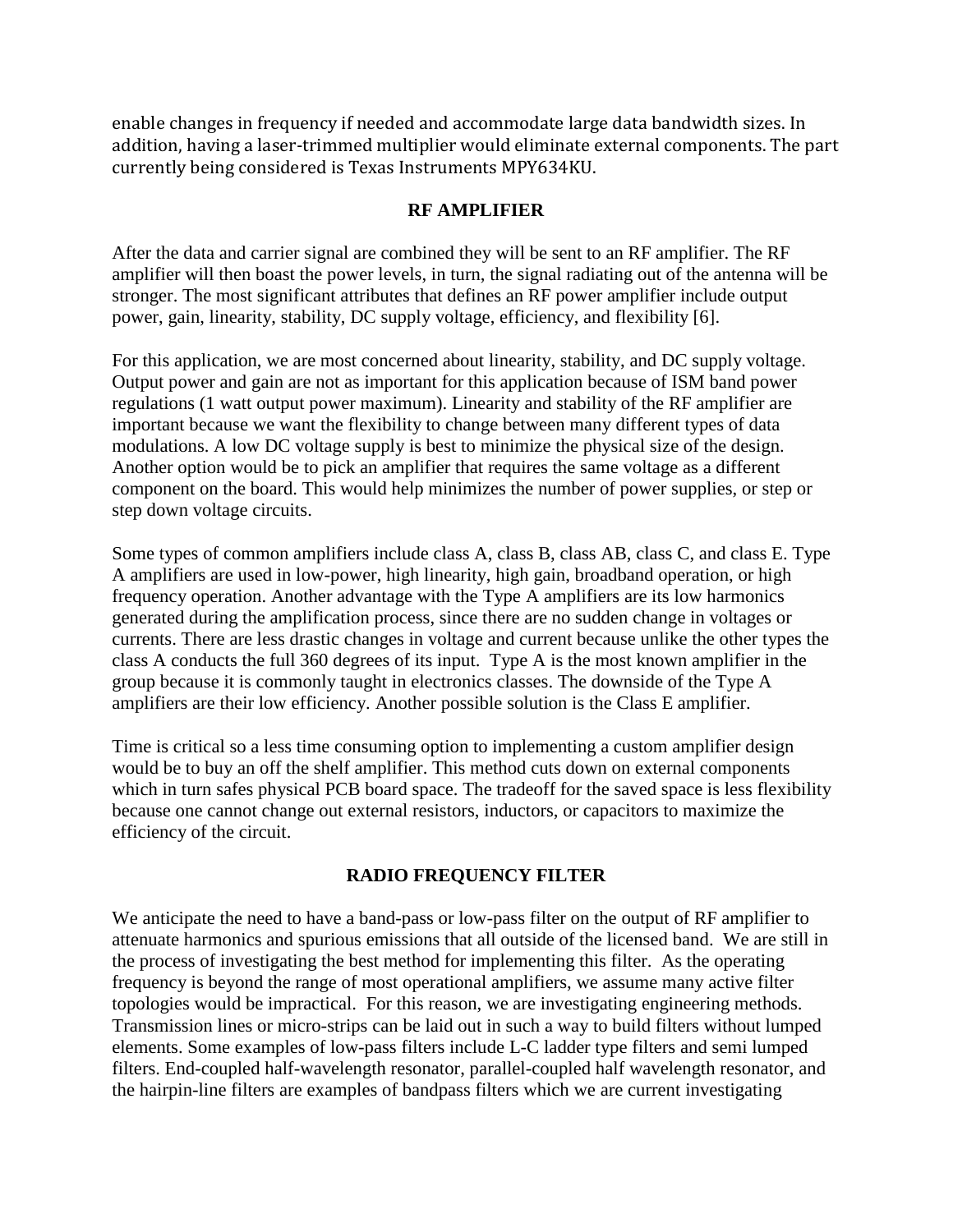enable changes in frequency if needed and accommodate large data bandwidth sizes. In addition, having a laser-trimmed multiplier would eliminate external components. The part currently being considered is Texas Instruments MPY634KU.

## RF AMPLIFIER

After the data and carrier signal are combined they will be sent to an RF amplifier. The RF amplifier will then boast the power levels, in turn, the signal radiating out of the antenna will be stronger. The most significant attributes that defines an RF power amplifier include output power, gain, linearity, stability, DC supply voltage, efficiency, and flexibility [6].

For this application, we are most concerned about linearity, stability, and DC supply voltage. Output power and gain are not as important for this application because of ISM band power regulations (1 watt output power maximum). Linearity and stability of the RF amplifier are important because we want the flexibility to change between many different types of data modulations. A low DC voltage supply is best to minimize the physical size of the design. Another option would be to pick an amplifier that requires the same voltage as a different component on the board. This would help minimizes the number of power supplies, or step or step down voltage circuits.

Some types of common amplifiers include class A, class B, class AB, class C, and class E. Type A amplifiers are used in low-power, high linearity, high gain, broadband operation, or high frequency operation. Another advantage with the Type A amplifiers are its low harmonics generated during the amplification process, since there are no sudden change in voltages or currents. There are less drastic changes in voltage and current because unlike the other types the class A conducts the full 360 degrees of its input. Type A is the most known amplifier in the group because it is commonly taught in electronics classes. The downside of the Type A amplifiers are their low efficiency. Another possible solution is the Class E amplifier.

Time is critical so a less time consuming option to implementing a custom amplifier design would be to buy an off the shelf amplifier. This method cuts down on external components which in turn safes physical PCB board space. The tradeoff for the saved space is less flexibility because one cannot change out external resistors, inductors, or capacitors to maximize the efficiency of the circuit.

## RADIO FREQUENCY FILTER

We anticipate the need to have a band-pass or low-pass filter on the output of RF amplifier to attenuate harmonics and spurious emissions that all outside of the licensed band. We are still in the process of investigating the best method for implementing this filter. As the operating frequency is beyond the range of most operational amplifiers, we assume many active filter topologies would be impractical. For this reason, we are investigating engineering methods. Transmission lines or micro-strips can be laid out in such a way to build filters without lumped elements. Some examples of low-pass filters include L-C ladder type filters and semi lumped filters. End-coupled half-wavelength resonator, parallel-coupled half wavelength resonator, and the hairpin-line filters are examples of bandpass filters which we are current investigating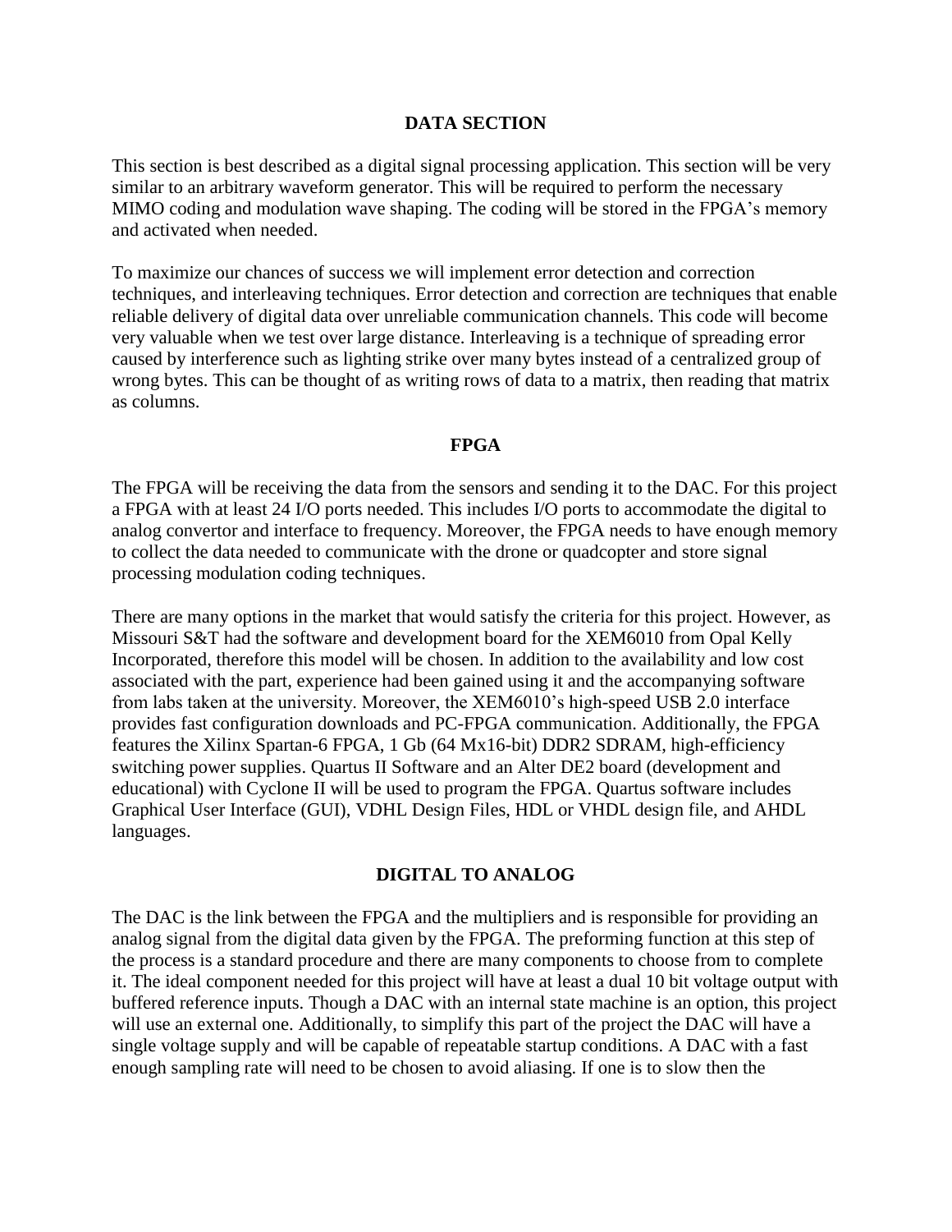## DATA SECTION

This section is best described as a digital signal processing application. This section will be very similar to an arbitrary waveform generator. This will be required to perform the necessary MIMO coding and modulation wave shaping. The coding will be stored in the FPGA's memory and activated when needed.

To maximize our chances of success we will implement error detection and correction techniques, and interleaving techniques. Error detection and correction are techniques that enable reliable delivery of digital data over unreliable communication channels. This code will become very valuable when we test over large distance. Interleaving is a technique of spreading error caused by interference such as lighting strike over many bytes instead of a centralized group of wrong bytes. This can be thought of as writing rows of data to a matrix, then reading that matrix as columns.

## FPGA

The FPGA will be receiving the data from the sensors and sending it to the DAC. For this project a FPGA with at least 24 I/O ports needed. This includes I/O ports to accommodate the digital to analog convertor and interface to frequency. Moreover, the FPGA needs to have enough memory to collect the data needed to communicate with the drone or quadcopter and store signal processing modulation coding techniques.

There are many options in the market that would satisfy the criteria for this project. However, as Missouri S&T had the software and development board for the XEM6010 from Opal Kelly Incorporated, therefore this model will be chosen. In addition to the availability and low cost associated with the part, experience had been gained using it and the accompanying software from labs taken at the university. Moreover, the XEM6010's high-speed USB 2.0 interface provides fast configuration downloads and PC-FPGA communication. Additionally, the FPGA features the Xilinx Spartan-6 FPGA, 1 Gb (64 Mx16-bit) DDR2 SDRAM, high-efficiency switching power supplies. Quartus II Software and an Alter DE2 board (development and educational) with Cyclone II will be used to program the FPGA. Quartus software includes Graphical User Interface (GUI), VDHL Design Files, HDL or VHDL design file, and AHDL languages.

## DIGITAL TO ANALOG

The DAC is the link between the FPGA and the multipliers and is responsible for providing an analog signal from the digital data given by the FPGA. The preforming function at this step of the process is a standard procedure and there are many components to choose from to complete it. The ideal component needed for this project will have at least a dual 10 bit voltage output with buffered reference inputs. Though a DAC with an internal state machine is an option, this project will use an external one. Additionally, to simplify this part of the project the DAC will have a single voltage supply and will be capable of repeatable startup conditions. A DAC with a fast enough sampling rate will need to be chosen to avoid aliasing. If one is to slow then the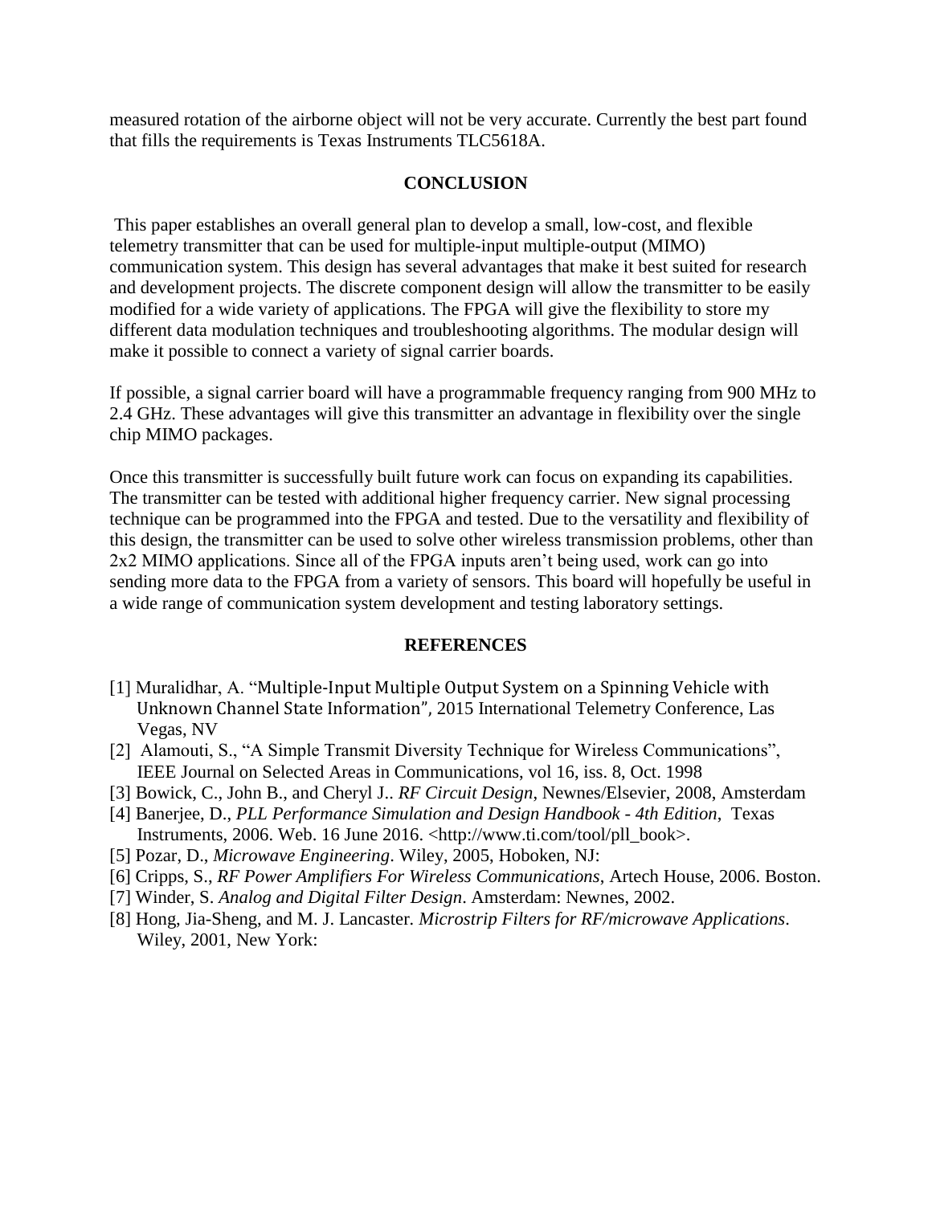measured rotation of the airborne object will not be very accurate. Currently the best part found that fills the requirements is Texas Instruments TLC5618A.

## CONCLUSION

This paper establishes an overall general plan to develop a small, low-cost, and flexible telemetry transmitter that can be used for multiple-input multiple-output (MIMO) communication system. This design has several advantages that make it best suited for research and development projects. The discrete component design will allow the transmitter to be easily modified for a wide variety of applications. The FPGA will give the flexibility to store my different data modulation techniques and troubleshooting algorithms. The modular design will make it possible to connect a variety of signal carrier boards.

If possible, a signal carrier board will have a programmable frequency ranging from 900 MHz to 2.4 GHz. These advantages will give this transmitter an advantage in flexibility over the single chip MIMO packages.

Once this transmitter is successfully built future work can focus on expanding its capabilities. The transmitter can be tested with additional higher frequency carrier. New signal processing technique can be programmed into the FPGA and tested. Due to the versatility and flexibility of this design, the transmitter can be used to solve other wireless transmission problems, other than 2x2 MIMO applications. Since all of the FPGA inputs aren't being used, work can go into sending more data to the FPGA from a variety of sensors. This board will hopefully be useful in a wide range of communication system development and testing laboratory settings.

## REFERENCES

[1] Muralidhar, A. "Multiple-Input Multiple Output System on a Spinning Vehicle with Unknown Channel State Information", 2015 International Telemetry Conference, Las Vegas, NV

[2] Alamouti, S., "A Simple Transmit Diversity Technique for Wireless Communications", IEEE Journal on Selected Areas in Communications, vol 16, iss. 8, Oct. 1998

[3] Bowick, C., John B., and Cheryl J.. *RF Circuit Design*, Newnes/Elsevier, 2008, Amsterdam

[4] Banerjee, D., *PLL Performance Simulation and Design Handbook - 4th Edition*, Texas Instruments, 2006. Web. 16 June 2016. <http://www.ti.com/tool/pll_book>.

[5] Pozar, D., *Microwave Engineering*. Wiley, 2005, Hoboken, NJ:

[6] Cripps, S., *RF Power Amplifiers For Wireless Communications*, Artech House, 2006. Boston.

[7] Winder, S. *Analog and Digital Filter Design*. Amsterdam: Newnes, 2002.

[8] Hong, Jia-Sheng, and M. J. Lancaster. *Microstrip Filters for RF/microwave Applications*. Wiley, 2001, New York: